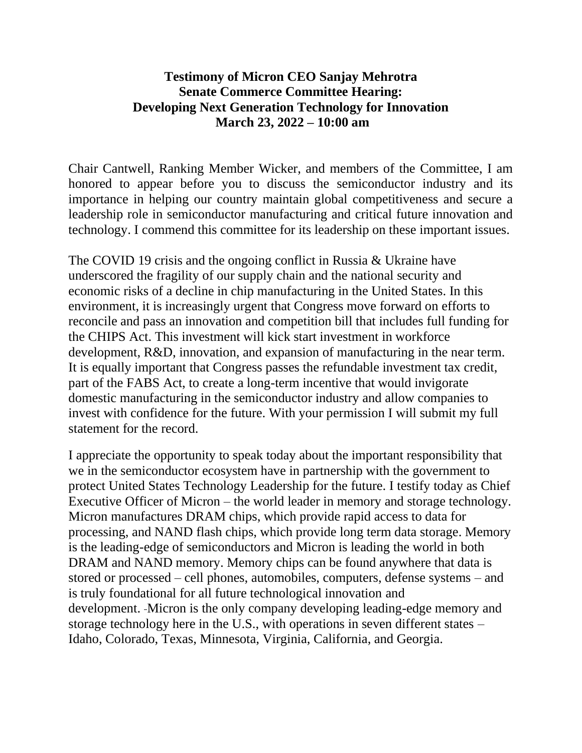**Testimony of Micron CEO Sanjay Mehrotra**
**Senate Commerce Committee Hearing:**
**Developing Next Generation Technology for Innovation**
**March 23, 2022 – 10:00 am**

Chair Cantwell, Ranking Member Wicker, and members of the Committee, I am honored to appear before you to discuss the semiconductor industry and its importance in helping our country maintain global competitiveness and secure a leadership role in semiconductor manufacturing and critical future innovation and technology. I commend this committee for its leadership on these important issues.

The COVID 19 crisis and the ongoing conflict in Russia & Ukraine have underscored the fragility of our supply chain and the national security and economic risks of a decline in chip manufacturing in the United States. In this environment, it is increasingly urgent that Congress move forward on efforts to reconcile and pass an innovation and competition bill that includes full funding for the CHIPS Act. This investment will kick start investment in workforce development, R&D, innovation, and expansion of manufacturing in the near term. It is equally important that Congress passes the refundable investment tax credit, part of the FABS Act, to create a long-term incentive that would invigorate domestic manufacturing in the semiconductor industry and allow companies to invest with confidence for the future. With your permission I will submit my full statement for the record.

I appreciate the opportunity to speak today about the important responsibility that we in the semiconductor ecosystem have in partnership with the government to protect United States Technology Leadership for the future. I testify today as Chief Executive Officer of Micron – the world leader in memory and storage technology. Micron manufactures DRAM chips, which provide rapid access to data for processing, and NAND flash chips, which provide long term data storage. Memory is the leading-edge of semiconductors and Micron is leading the world in both DRAM and NAND memory. Memory chips can be found anywhere that data is stored or processed – cell phones, automobiles, computers, defense systems – and is truly foundational for all future technological innovation and development. Micron is the only company developing leading-edge memory and storage technology here in the U.S., with operations in seven different states – Idaho, Colorado, Texas, Minnesota, Virginia, California, and Georgia.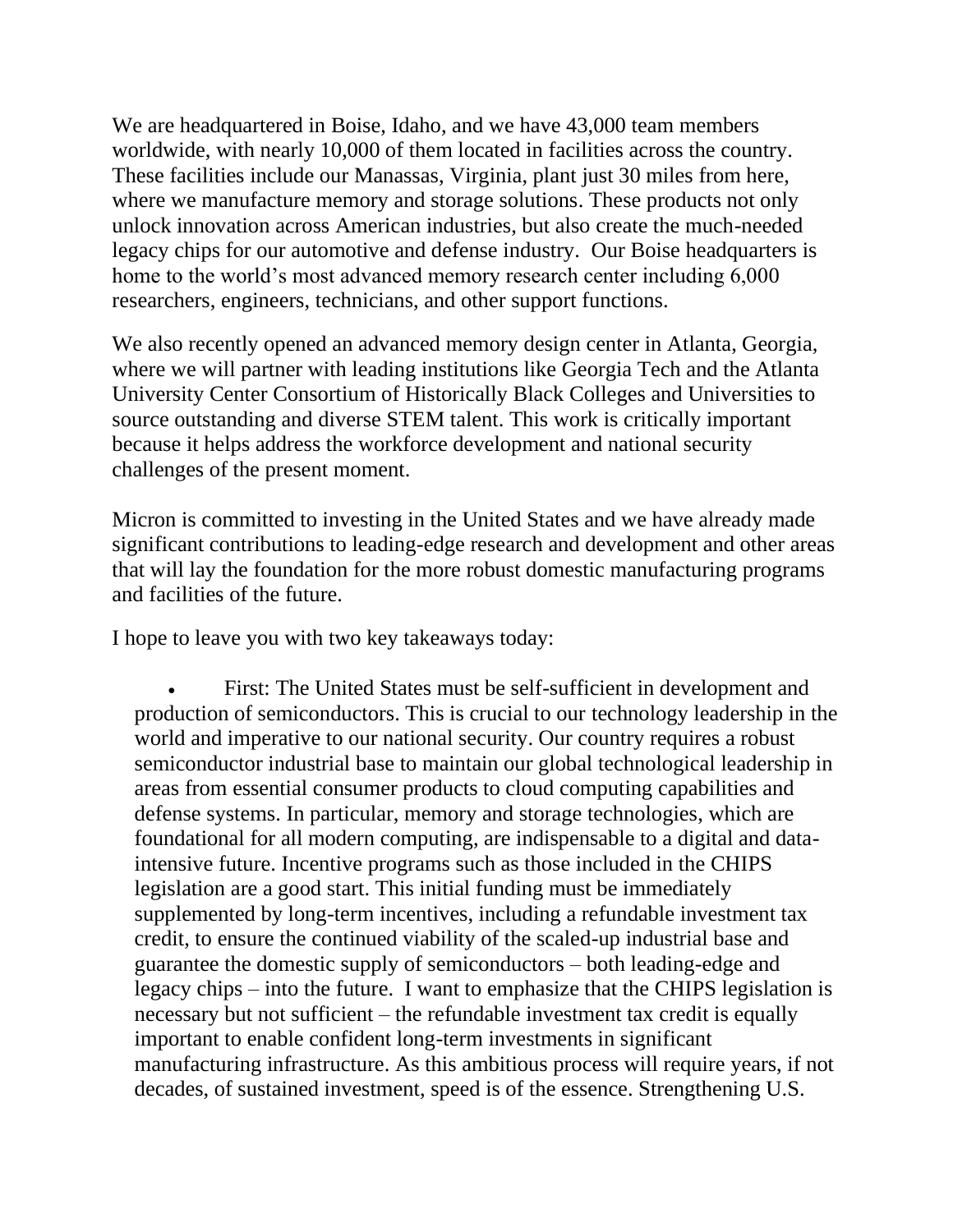We are headquartered in Boise, Idaho, and we have 43,000 team members worldwide, with nearly 10,000 of them located in facilities across the country. These facilities include our Manassas, Virginia, plant just 30 miles from here, where we manufacture memory and storage solutions. These products not only unlock innovation across American industries, but also create the much-needed legacy chips for our automotive and defense industry. Our Boise headquarters is home to the world's most advanced memory research center including 6,000 researchers, engineers, technicians, and other support functions.

We also recently opened an advanced memory design center in Atlanta, Georgia, where we will partner with leading institutions like Georgia Tech and the Atlanta University Center Consortium of Historically Black Colleges and Universities to source outstanding and diverse STEM talent. This work is critically important because it helps address the workforce development and national security challenges of the present moment.

Micron is committed to investing in the United States and we have already made significant contributions to leading-edge research and development and other areas that will lay the foundation for the more robust domestic manufacturing programs and facilities of the future.

I hope to leave you with two key takeaways today:

- First: The United States must be self-sufficient in development and production of semiconductors. This is crucial to our technology leadership in the world and imperative to our national security. Our country requires a robust semiconductor industrial base to maintain our global technological leadership in areas from essential consumer products to cloud computing capabilities and defense systems. In particular, memory and storage technologies, which are foundational for all modern computing, are indispensable to a digital and data-intensive future. Incentive programs such as those included in the CHIPS legislation are a good start. This initial funding must be immediately supplemented by long-term incentives, including a refundable investment tax credit, to ensure the continued viability of the scaled-up industrial base and guarantee the domestic supply of semiconductors – both leading-edge and legacy chips – into the future. I want to emphasize that the CHIPS legislation is necessary but not sufficient – the refundable investment tax credit is equally important to enable confident long-term investments in significant manufacturing infrastructure. As this ambitious process will require years, if not decades, of sustained investment, speed is of the essence. Strengthening U.S.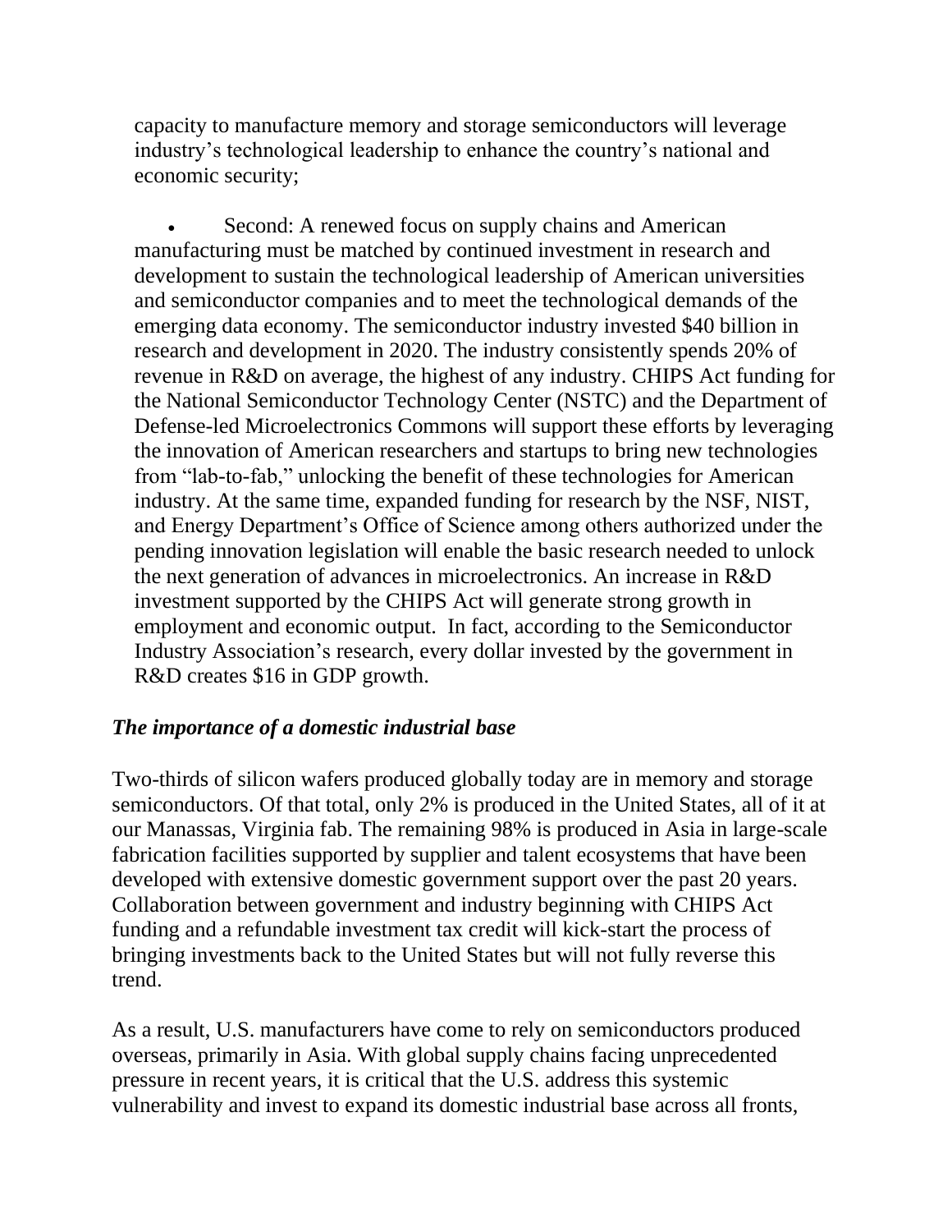capacity to manufacture memory and storage semiconductors will leverage industry's technological leadership to enhance the country's national and economic security;

- Second: A renewed focus on supply chains and American manufacturing must be matched by continued investment in research and development to sustain the technological leadership of American universities and semiconductor companies and to meet the technological demands of the emerging data economy. The semiconductor industry invested $40 billion in research and development in 2020. The industry consistently spends 20% of revenue in R&D on average, the highest of any industry. CHIPS Act funding for the National Semiconductor Technology Center (NSTC) and the Department of Defense-led Microelectronics Commons will support these efforts by leveraging the innovation of American researchers and startups to bring new technologies from "lab-to-fab," unlocking the benefit of these technologies for American industry. At the same time, expanded funding for research by the NSF, NIST, and Energy Department's Office of Science among others authorized under the pending innovation legislation will enable the basic research needed to unlock the next generation of advances in microelectronics. An increase in R&D investment supported by the CHIPS Act will generate strong growth in employment and economic output. In fact, according to the Semiconductor Industry Association's research, every dollar invested by the government in R&D creates $16 in GDP growth.

### ***The importance of a domestic industrial base***

Two-thirds of silicon wafers produced globally today are in memory and storage semiconductors. Of that total, only 2% is produced in the United States, all of it at our Manassas, Virginia fab. The remaining 98% is produced in Asia in large-scale fabrication facilities supported by supplier and talent ecosystems that have been developed with extensive domestic government support over the past 20 years. Collaboration between government and industry beginning with CHIPS Act funding and a refundable investment tax credit will kick-start the process of bringing investments back to the United States but will not fully reverse this trend.

As a result, U.S. manufacturers have come to rely on semiconductors produced overseas, primarily in Asia. With global supply chains facing unprecedented pressure in recent years, it is critical that the U.S. address this systemic vulnerability and invest to expand its domestic industrial base across all fronts,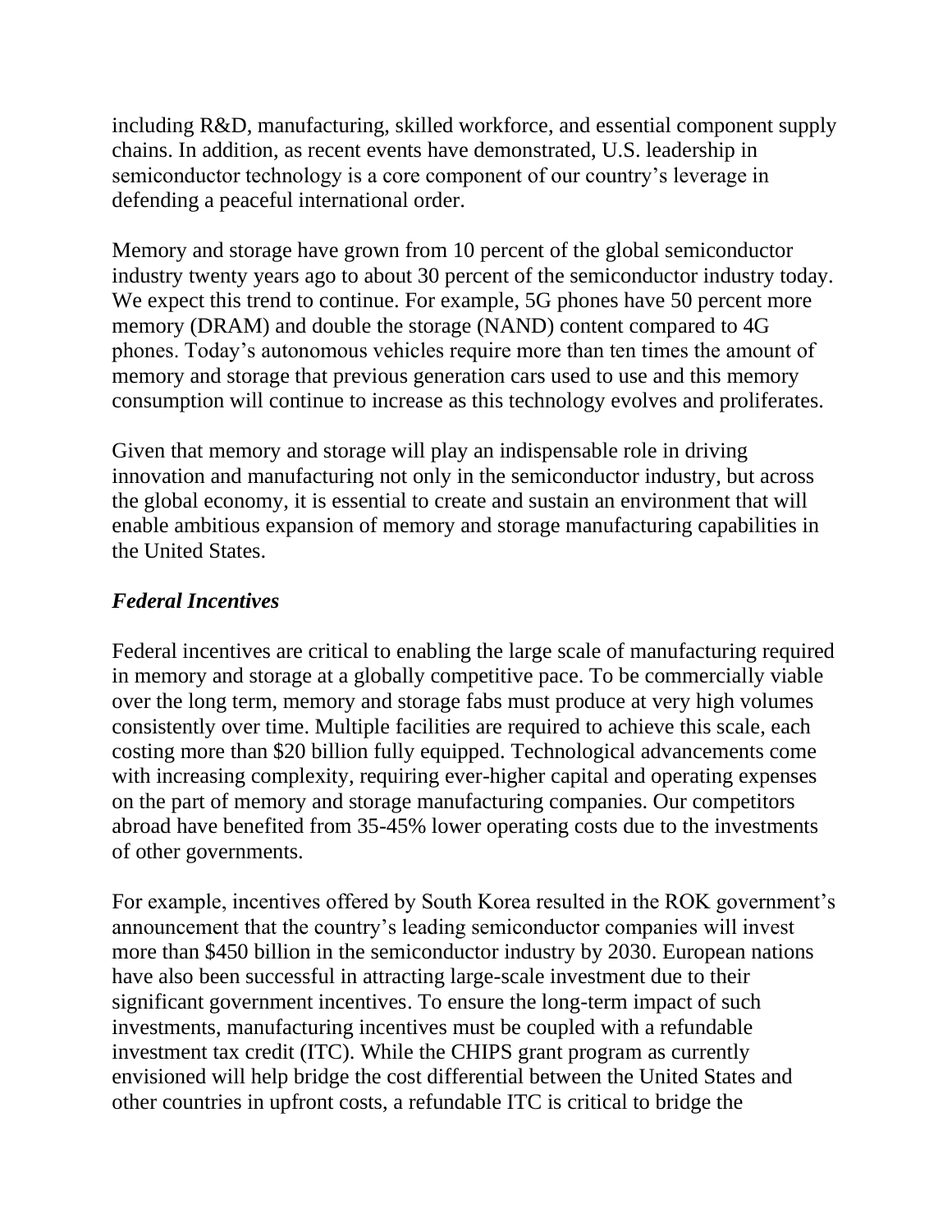including R&D, manufacturing, skilled workforce, and essential component supply chains. In addition, as recent events have demonstrated, U.S. leadership in semiconductor technology is a core component of our country's leverage in defending a peaceful international order.

Memory and storage have grown from 10 percent of the global semiconductor industry twenty years ago to about 30 percent of the semiconductor industry today. We expect this trend to continue. For example, 5G phones have 50 percent more memory (DRAM) and double the storage (NAND) content compared to 4G phones. Today's autonomous vehicles require more than ten times the amount of memory and storage that previous generation cars used to use and this memory consumption will continue to increase as this technology evolves and proliferates.

Given that memory and storage will play an indispensable role in driving innovation and manufacturing not only in the semiconductor industry, but across the global economy, it is essential to create and sustain an environment that will enable ambitious expansion of memory and storage manufacturing capabilities in the United States.

### *Federal Incentives*

Federal incentives are critical to enabling the large scale of manufacturing required in memory and storage at a globally competitive pace. To be commercially viable over the long term, memory and storage fabs must produce at very high volumes consistently over time. Multiple facilities are required to achieve this scale, each costing more than $20 billion fully equipped. Technological advancements come with increasing complexity, requiring ever-higher capital and operating expenses on the part of memory and storage manufacturing companies. Our competitors abroad have benefited from 35-45% lower operating costs due to the investments of other governments.

For example, incentives offered by South Korea resulted in the ROK government's announcement that the country's leading semiconductor companies will invest more than $450 billion in the semiconductor industry by 2030. European nations have also been successful in attracting large-scale investment due to their significant government incentives. To ensure the long-term impact of such investments, manufacturing incentives must be coupled with a refundable investment tax credit (ITC). While the CHIPS grant program as currently envisioned will help bridge the cost differential between the United States and other countries in upfront costs, a refundable ITC is critical to bridge the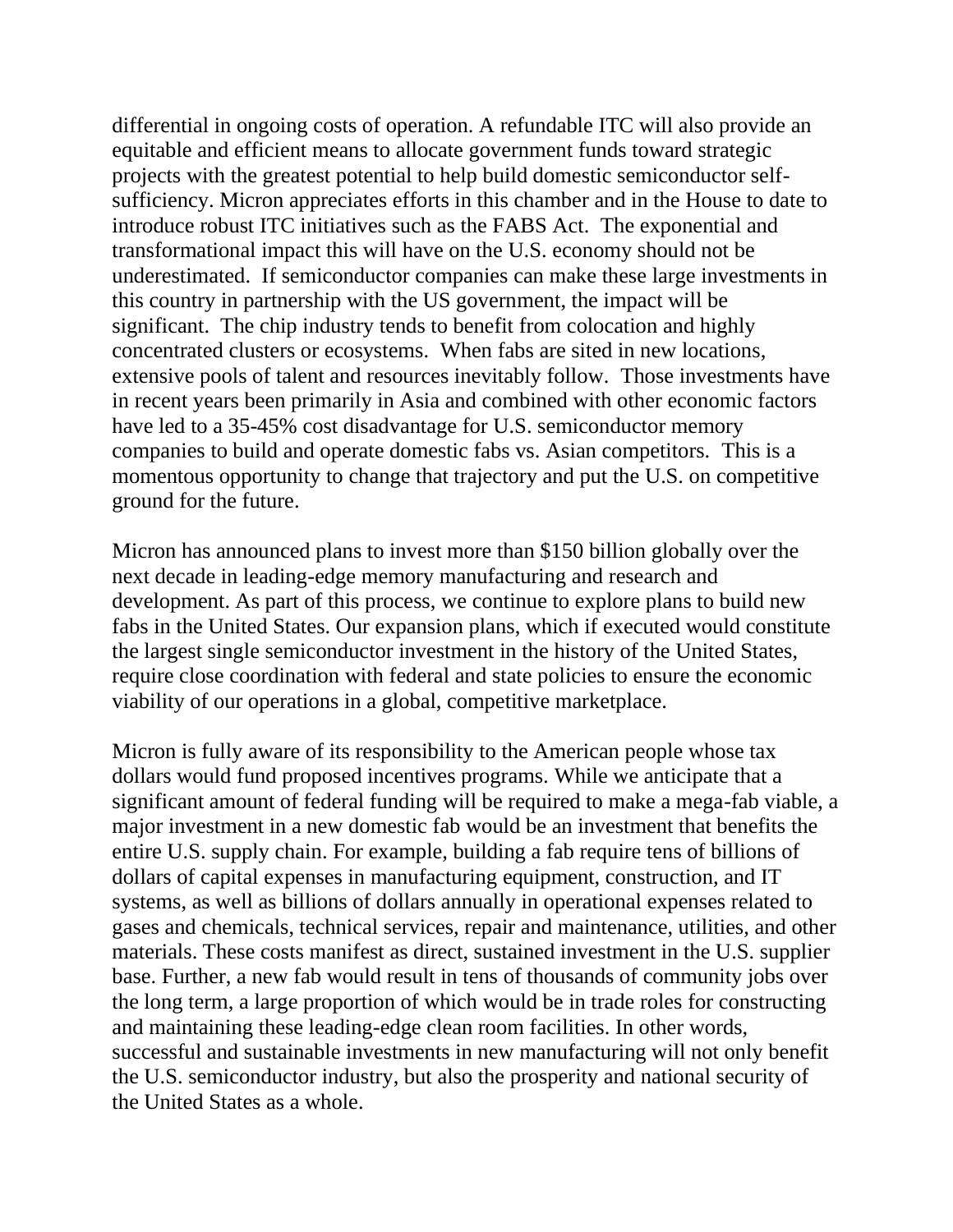differential in ongoing costs of operation. A refundable ITC will also provide an equitable and efficient means to allocate government funds toward strategic projects with the greatest potential to help build domestic semiconductor self-sufficiency. Micron appreciates efforts in this chamber and in the House to date to introduce robust ITC initiatives such as the FABS Act. The exponential and transformational impact this will have on the U.S. economy should not be underestimated. If semiconductor companies can make these large investments in this country in partnership with the US government, the impact will be significant. The chip industry tends to benefit from colocation and highly concentrated clusters or ecosystems. When fabs are sited in new locations, extensive pools of talent and resources inevitably follow. Those investments have in recent years been primarily in Asia and combined with other economic factors have led to a 35-45% cost disadvantage for U.S. semiconductor memory companies to build and operate domestic fabs vs. Asian competitors. This is a momentous opportunity to change that trajectory and put the U.S. on competitive ground for the future.

Micron has announced plans to invest more than $150 billion globally over the next decade in leading-edge memory manufacturing and research and development. As part of this process, we continue to explore plans to build new fabs in the United States. Our expansion plans, which if executed would constitute the largest single semiconductor investment in the history of the United States, require close coordination with federal and state policies to ensure the economic viability of our operations in a global, competitive marketplace.

Micron is fully aware of its responsibility to the American people whose tax dollars would fund proposed incentives programs. While we anticipate that a significant amount of federal funding will be required to make a mega-fab viable, a major investment in a new domestic fab would be an investment that benefits the entire U.S. supply chain. For example, building a fab require tens of billions of dollars of capital expenses in manufacturing equipment, construction, and IT systems, as well as billions of dollars annually in operational expenses related to gases and chemicals, technical services, repair and maintenance, utilities, and other materials. These costs manifest as direct, sustained investment in the U.S. supplier base. Further, a new fab would result in tens of thousands of community jobs over the long term, a large proportion of which would be in trade roles for constructing and maintaining these leading-edge clean room facilities. In other words, successful and sustainable investments in new manufacturing will not only benefit the U.S. semiconductor industry, but also the prosperity and national security of the United States as a whole.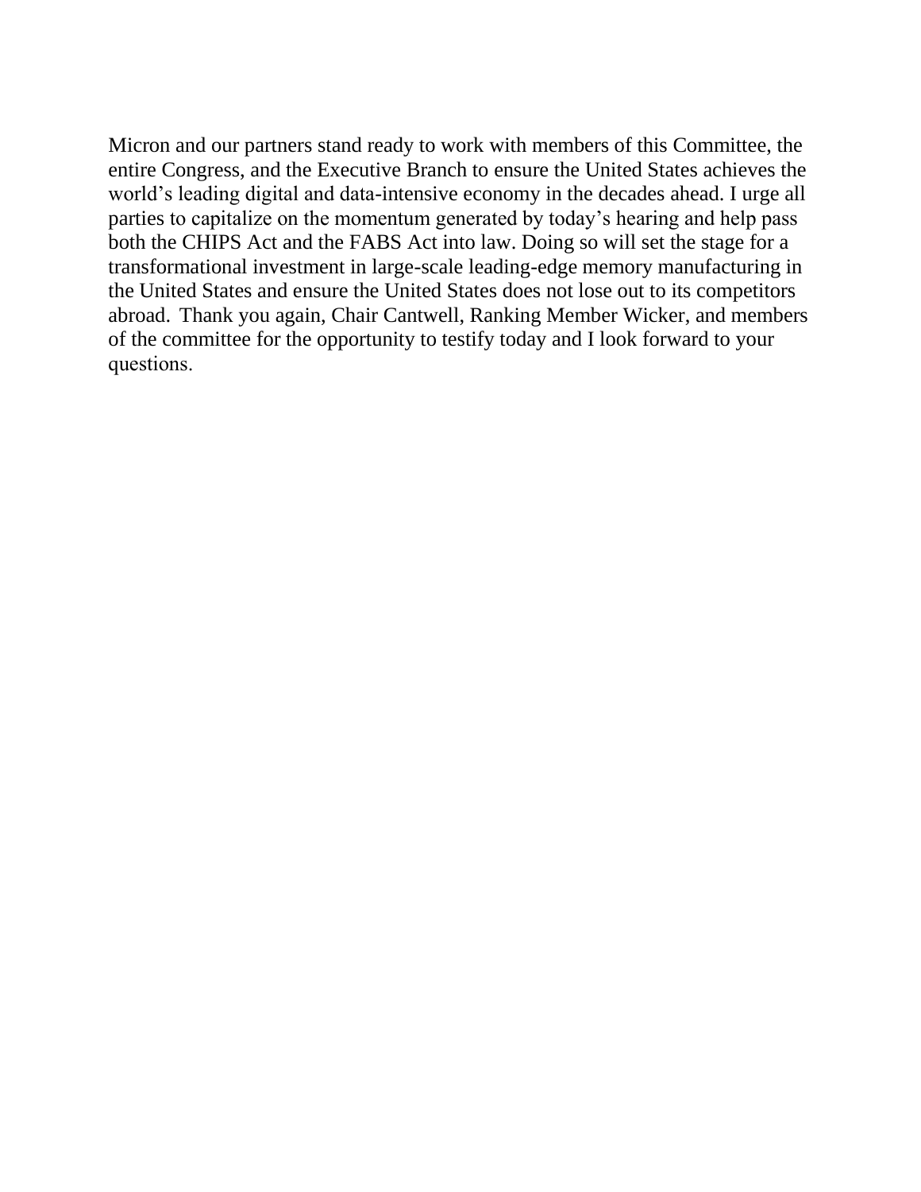Micron and our partners stand ready to work with members of this Committee, the entire Congress, and the Executive Branch to ensure the United States achieves the world's leading digital and data-intensive economy in the decades ahead. I urge all parties to capitalize on the momentum generated by today's hearing and help pass both the CHIPS Act and the FABS Act into law. Doing so will set the stage for a transformational investment in large-scale leading-edge memory manufacturing in the United States and ensure the United States does not lose out to its competitors abroad. Thank you again, Chair Cantwell, Ranking Member Wicker, and members of the committee for the opportunity to testify today and I look forward to your questions.